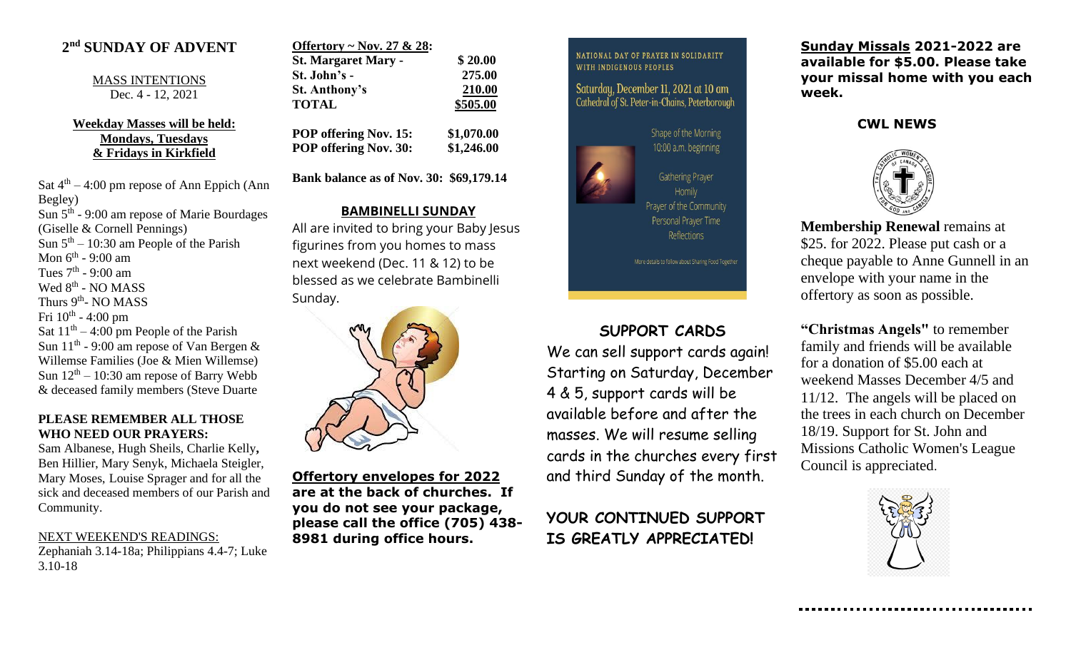# 2nd SUNDAY OF ADVENT

MASS INTENTIONS
Dec. 4 - 12, 2021

**Weekday Masses will be held: Mondays, Tuesdays & Fridays in Kirkfield**

Sat 4th – 4:00 pm repose of Ann Eppich (Ann Begley)
Sun 5th - 9:00 am repose of Marie Bourdages (Giselle & Cornell Pennings)
Sun 5th – 10:30 am People of the Parish
Mon 6th - 9:00 am
Tues 7th - 9:00 am
Wed 8th - NO MASS
Thurs 9th- NO MASS
Fri 10th - 4:00 pm
Sat 11th – 4:00 pm People of the Parish
Sun 11th - 9:00 am repose of Van Bergen & Willemse Families (Joe & Mien Willemse)
Sun 12th – 10:30 am repose of Barry Webb & deceased family members (Steve Duarte

**PLEASE REMEMBER ALL THOSE WHO NEED OUR PRAYERS:**
Sam Albanese, Hugh Sheils, Charlie Kelly, Ben Hillier, Mary Senyk, Michaela Steigler, Mary Moses, Louise Sprager and for all the sick and deceased members of our Parish and Community.

NEXT WEEKEND'S READINGS:
Zephaniah 3.14-18a; Philippians 4.4-7; Luke 3.10-18

| **Offertory ~ Nov. 27 & 28:** | |
|---|---|
| **St. Margaret Mary -** | **$ 20.00** |
| **St. John's -** | **275.00** |
| **St. Anthony's** | **210.00** |
| **TOTAL** | **$505.00** |
| **POP offering Nov. 15:** | **$1,070.00** |
| **POP offering Nov. 30:** | **$1,246.00** |

**Bank balance as of Nov. 30: $69,179.14**

## BAMBINELLI SUNDAY

All are invited to bring your Baby Jesus figurines from you homes to mass next weekend (Dec. 11 & 12) to be blessed as we celebrate Bambinelli Sunday.

**Offertory envelopes for 2022 are at the back of churches. If you do not see your package, please call the office (705) 438-8981 during office hours.**

NATIONAL DAY OF PRAYER IN SOLIDARITY WITH INDIGENOUS PEOPLES

Saturday, December 11, 2021 at 10 am
Cathedral of St. Peter-in-Chains, Peterborough

Shape of the Morning
10:00 a.m. beginning

Gathering Prayer
Homily
Prayer of the Community
Personal Prayer Time
Reflections

More details to follow about Sharing Food Together

## SUPPORT CARDS

We can sell support cards again! Starting on Saturday, December 4 & 5, support cards will be available before and after the masses. We will resume selling cards in the churches every first and third Sunday of the month.

**YOUR CONTINUED SUPPORT IS GREATLY APPRECIATED!**

**Sunday Missals 2021-2022 are available for $5.00. Please take your missal home with you each week.**

## CWL NEWS

**Membership Renewal** remains at $25. for 2022. Please put cash or a cheque payable to Anne Gunnell in an envelope with your name in the offertory as soon as possible.

**"Christmas Angels"** to remember family and friends will be available for a donation of $5.00 each at weekend Masses December 4/5 and 11/12. The angels will be placed on the trees in each church on December 18/19. Support for St. John and Missions Catholic Women's League Council is appreciated.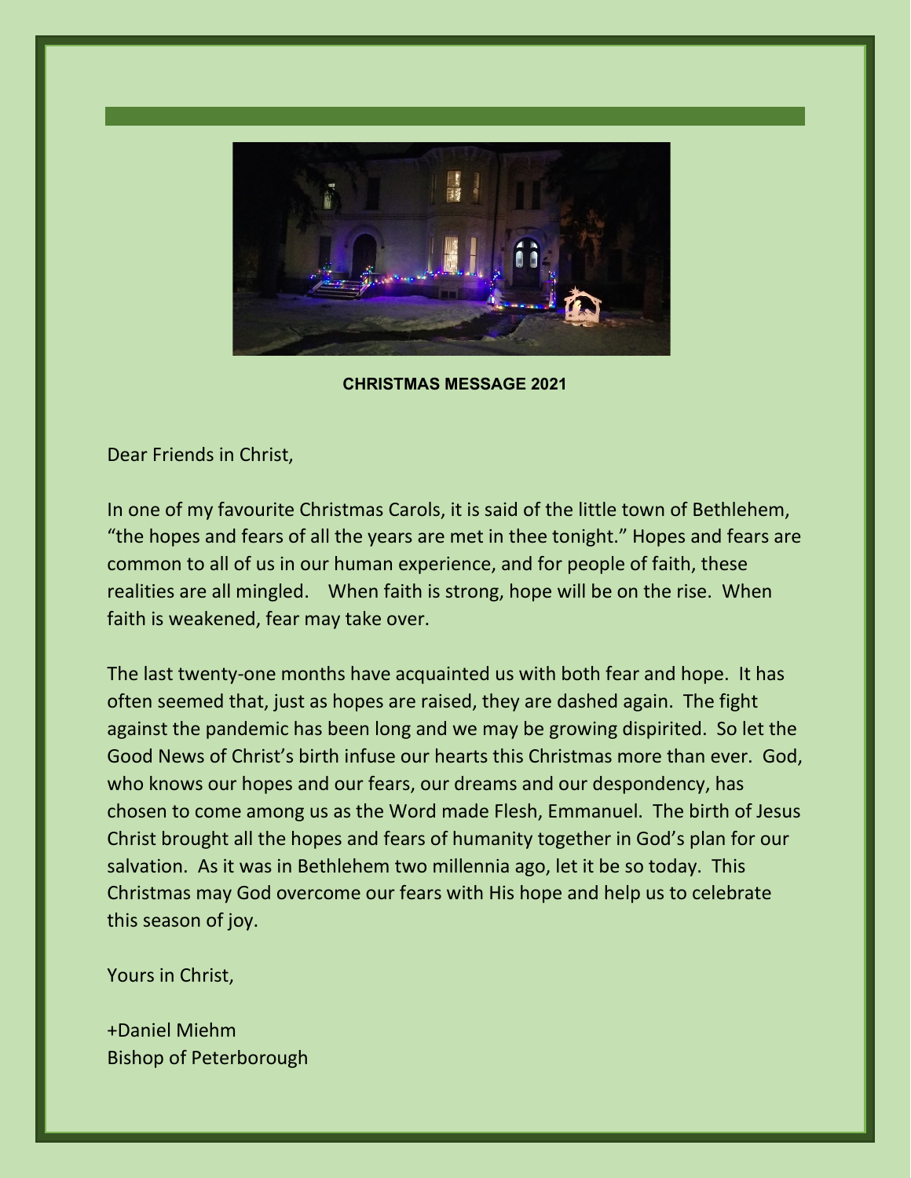**CHRISTMAS MESSAGE 2021**

Dear Friends in Christ,

In one of my favourite Christmas Carols, it is said of the little town of Bethlehem, “the hopes and fears of all the years are met in thee tonight.” Hopes and fears are common to all of us in our human experience, and for people of faith, these realities are all mingled. When faith is strong, hope will be on the rise. When faith is weakened, fear may take over.

The last twenty-one months have acquainted us with both fear and hope. It has often seemed that, just as hopes are raised, they are dashed again. The fight against the pandemic has been long and we may be growing dispirited. So let the Good News of Christ’s birth infuse our hearts this Christmas more than ever. God, who knows our hopes and our fears, our dreams and our despondency, has chosen to come among us as the Word made Flesh, Emmanuel. The birth of Jesus Christ brought all the hopes and fears of humanity together in God’s plan for our salvation. As it was in Bethlehem two millennia ago, let it be so today. This Christmas may God overcome our fears with His hope and help us to celebrate this season of joy.

Yours in Christ,

+Daniel Miehm
Bishop of Peterborough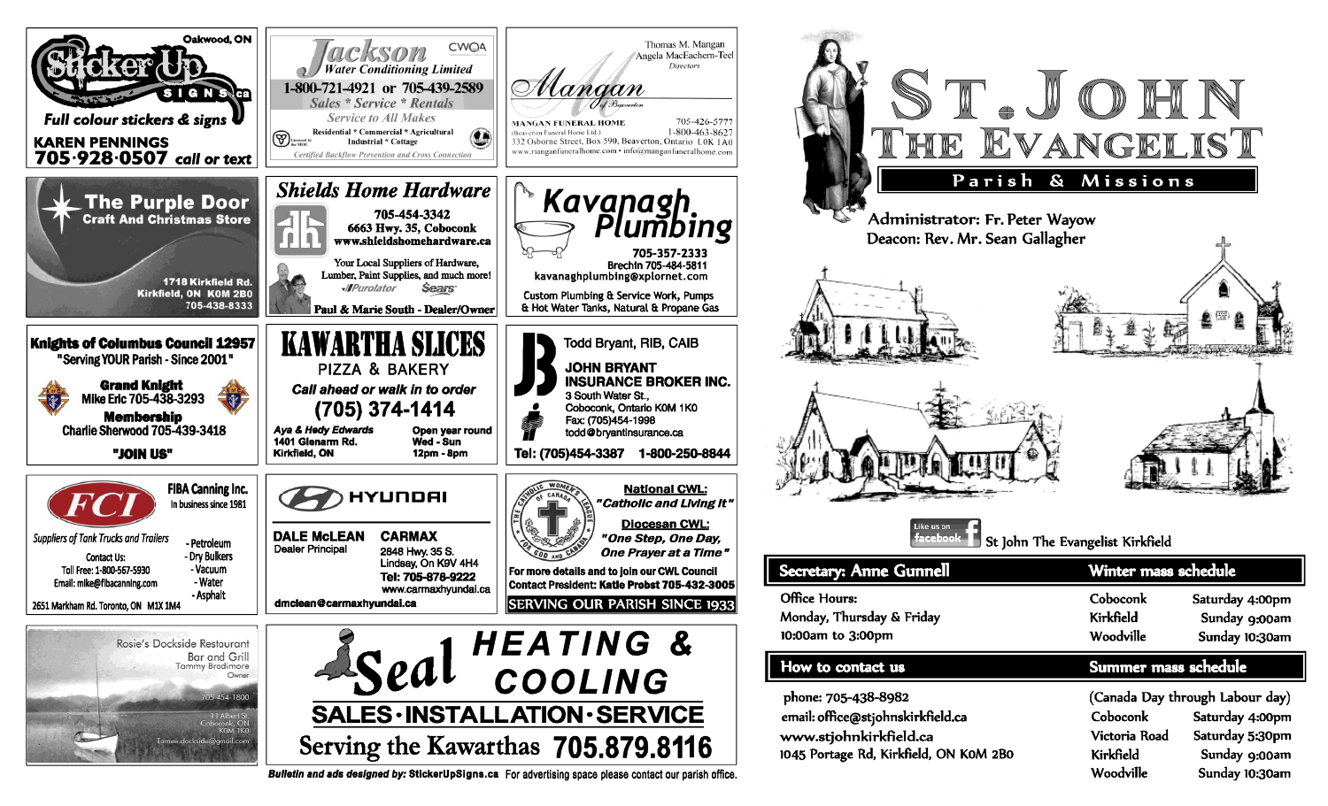**Sticker Up SIGNS .ca** — Oakwood, ON

*Full colour stickers & signs*

**KAREN PENNINGS**
**705·928·0507** *call or text*

---

**Jackson Water Conditioning Limited** — CWQA

1-800-721-4921 or 705-439-2589

*Sales * Service * Rentals*

*Service to All Makes*

Residential * Commercial * Agricultural
Industrial * Cottage

*Certified Backflow Prevention and Cross Connection*

---

Thomas M. Mangan
Angela MacEachern-Teel
*Directors*

**Mangan of Beaverton**

MANGAN FUNERAL HOME (Beaverton Funeral Home Ltd.) — 705-426-5777, 1-800-463-8627
332 Osborne Street, Box 590, Beaverton, Ontario L0K 1A0
www.manganfuneralhome.com • info@manganfuneralhome.com

---

**The Purple Door**
**Craft And Christmas Store**

1718 Kirkfield Rd.
Kirkfield, ON K0M 2B0
705-438-8333

---

***Shields Home Hardware***

705-454-3342
6663 Hwy. 35, Coboconk
www.shieldshomehardware.ca

Your Local Suppliers of Hardware, Lumber, Paint Supplies, and much more!

Purolator — Sears

**Paul & Marie South - Dealer/Owner**

---

***Kavanagh Plumbing***

705-357-2333
Brechin 705-484-5811
kavanaghplumbing@xplornet.com

Custom Plumbing & Service Work, Pumps & Hot Water Tanks, Natural & Propane Gas

---

**Knights of Columbus Council 12957**
**"Serving YOUR Parish - Since 2001"**

**Grand Knight**
Mike Eric 705-438-3293

**Membership**
Charlie Sherwood 705-439-3418

**"JOIN US"**

---

**KAWARTHA SLICES**
PIZZA & BAKERY

*Call ahead or walk in to order*

**(705) 374-1414**

*Aya & Hedy Edwards* — *Open year round*
1401 Glenarm Rd. — Wed - Sun
Kirkfield, ON — 12pm - 8pm

---

Todd Bryant, RIB, CAIB

**JOHN BRYANT INSURANCE BROKER INC.**
3 South Water St.,
Coboconk, Ontario K0M 1K0
Fax: (705)454-1998
todd@bryantinsurance.ca

**Tel: (705)454-3387 1-800-250-8844**

---

**FCI — FIBA Canning Inc.**
In business since 1981

*Suppliers of Tank Trucks and Trailers*

- Petroleum
- Dry Bulkers
- Vacuum
- Water
- Asphalt

Contact Us:
Toll Free: 1-800-567-5930
Email: mike@fibacanning.com

2651 Markham Rd. Toronto, ON M1X 1M4

---

**HYUNDAI**

**DALE McLEAN** — Dealer Principal

**CARMAX**
2848 Hwy. 35 S.
Lindsay, On K9V 4H4
**Tel: 705-878-9222**
www.carmaxhyundai.ca

dmclean@carmaxhyundai.ca

---

**National CWL:**
***"Catholic and Living It"***

**Diocesan CWL:**
***"One Step, One Day, One Prayer at a Time"***

**For more details and to join our CWL Council Contact President: Katie Probst 705-432-3005**

**SERVING OUR PARISH SINCE 1933**

---

Rosie's Dockside Restaurant
Bar and Grill
Tammy Brodimore
Owner

705-454-1800

11 Albert St.
Coboconk, ON
K0M 1K0

Tamms.dockside@gmail.com

---

**Seal HEATING & COOLING**

**SALES·INSTALLATION·SERVICE**

**Serving the Kawarthas 705.879.8116**

---

*Bulletin and ads designed by: **StickerUpSigns.ca** For advertising space please contact our parish office.*

---

# ST. JOHN THE EVANGELIST

## Parish & Missions

**Administrator:** Fr. Peter Wayow
**Deacon:** Rev. Mr. Sean Gallagher

Like us on facebook — St John The Evangelist Kirkfield

## Secretary: Anne Gunnell

Office Hours:
Monday, Thursday & Friday
10:00am to 3:00pm

## How to contact us

phone: 705-438-8982
email: office@stjohnskirkfield.ca
www.stjohnkirkfield.ca
1045 Portage Rd, Kirkfield, ON K0M 2B0

## Winter mass schedule

| | |
|---|---|
| Coboconk | Saturday 4:00pm |
| Kirkfield | Sunday 9:00am |
| Woodville | Sunday 10:30am |

## Summer mass schedule

(Canada Day through Labour day)

| | |
|---|---|
| Coboconk | Saturday 4:00pm |
| Victoria Road | Saturday 5:30pm |
| Kirkfield | Sunday 9:00am |
| Woodville | Sunday 10:30am |